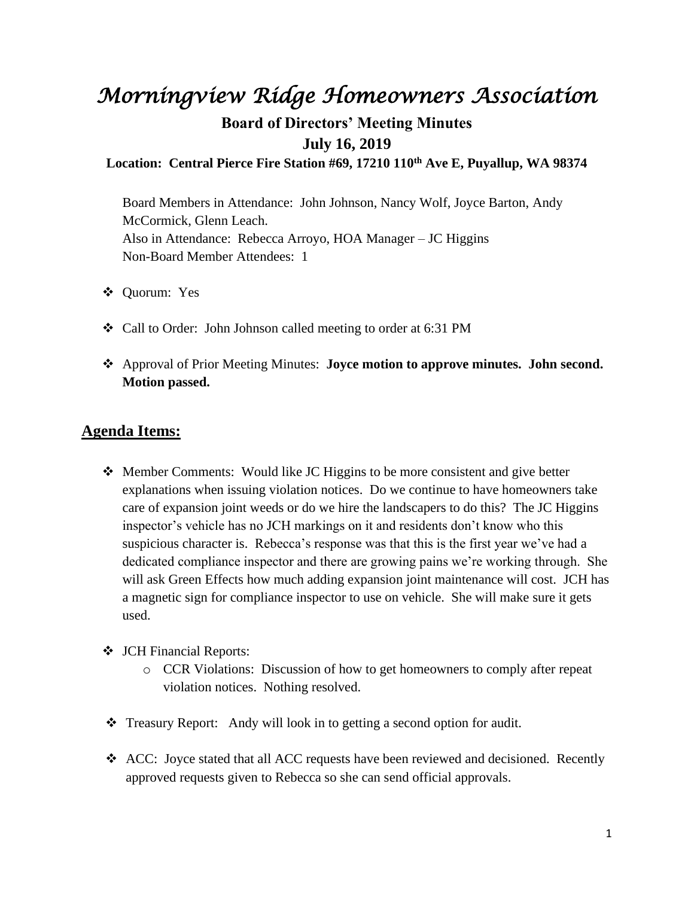# *Morningview Ridge Homeowners Association*

**Board of Directors' Meeting Minutes**

**July 16, 2019**

**Location: Central Pierce Fire Station #69, 17210 110th Ave E, Puyallup, WA 98374**

Board Members in Attendance: John Johnson, Nancy Wolf, Joyce Barton, Andy McCormick, Glenn Leach.
Also in Attendance: Rebecca Arroyo, HOA Manager – JC Higgins
Non-Board Member Attendees: 1

- Quorum: Yes
- Call to Order: John Johnson called meeting to order at 6:31 PM
- Approval of Prior Meeting Minutes: **Joyce motion to approve minutes. John second. Motion passed.**

## Agenda Items:

- Member Comments: Would like JC Higgins to be more consistent and give better explanations when issuing violation notices. Do we continue to have homeowners take care of expansion joint weeds or do we hire the landscapers to do this? The JC Higgins inspector's vehicle has no JCH markings on it and residents don't know who this suspicious character is. Rebecca's response was that this is the first year we've had a dedicated compliance inspector and there are growing pains we're working through. She will ask Green Effects how much adding expansion joint maintenance will cost. JCH has a magnetic sign for compliance inspector to use on vehicle. She will make sure it gets used.
- JCH Financial Reports:
  - CCR Violations: Discussion of how to get homeowners to comply after repeat violation notices. Nothing resolved.
- Treasury Report: Andy will look in to getting a second option for audit.
- ACC: Joyce stated that all ACC requests have been reviewed and decisioned. Recently approved requests given to Rebecca so she can send official approvals.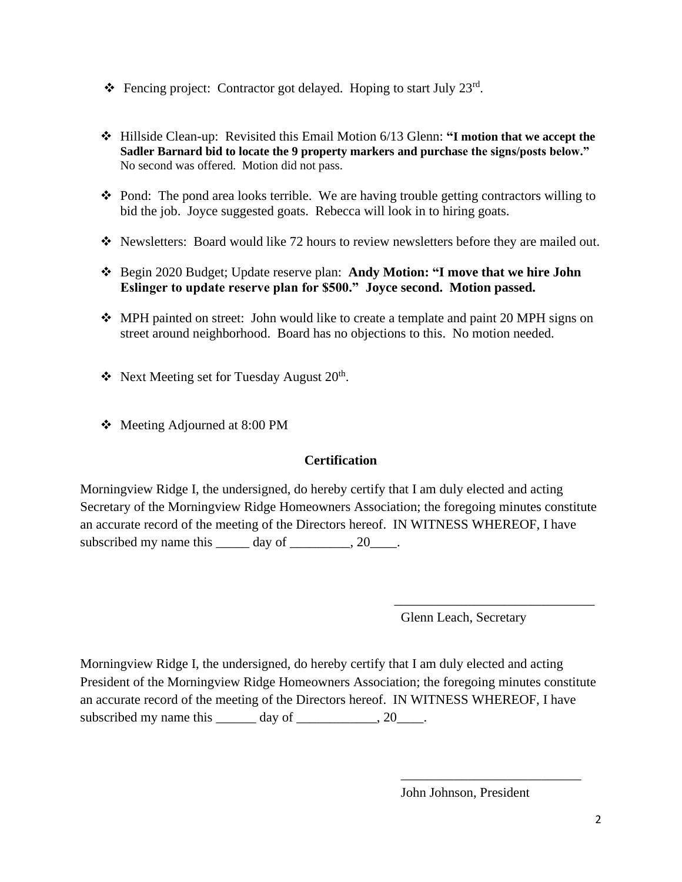- Fencing project: Contractor got delayed. Hoping to start July 23rd.

- Hillside Clean-up: Revisited this Email Motion 6/13 Glenn: **"I motion that we accept the Sadler Barnard bid to locate the 9 property markers and purchase the signs/posts below."** No second was offered. Motion did not pass.

- Pond: The pond area looks terrible. We are having trouble getting contractors willing to bid the job. Joyce suggested goats. Rebecca will look in to hiring goats.

- Newsletters: Board would like 72 hours to review newsletters before they are mailed out.

- Begin 2020 Budget; Update reserve plan: **Andy Motion: "I move that we hire John Eslinger to update reserve plan for $500." Joyce second. Motion passed.**

- MPH painted on street: John would like to create a template and paint 20 MPH signs on street around neighborhood. Board has no objections to this. No motion needed.

- Next Meeting set for Tuesday August 20th.

- Meeting Adjourned at 8:00 PM

**Certification**

Morningview Ridge I, the undersigned, do hereby certify that I am duly elected and acting Secretary of the Morningview Ridge Homeowners Association; the foregoing minutes constitute an accurate record of the meeting of the Directors hereof. IN WITNESS WHEREOF, I have subscribed my name this _____ day of _________, 20____.

_______________________________
Glenn Leach, Secretary

Morningview Ridge I, the undersigned, do hereby certify that I am duly elected and acting President of the Morningview Ridge Homeowners Association; the foregoing minutes constitute an accurate record of the meeting of the Directors hereof. IN WITNESS WHEREOF, I have subscribed my name this ______ day of ____________, 20____.

___________________________
John Johnson, President